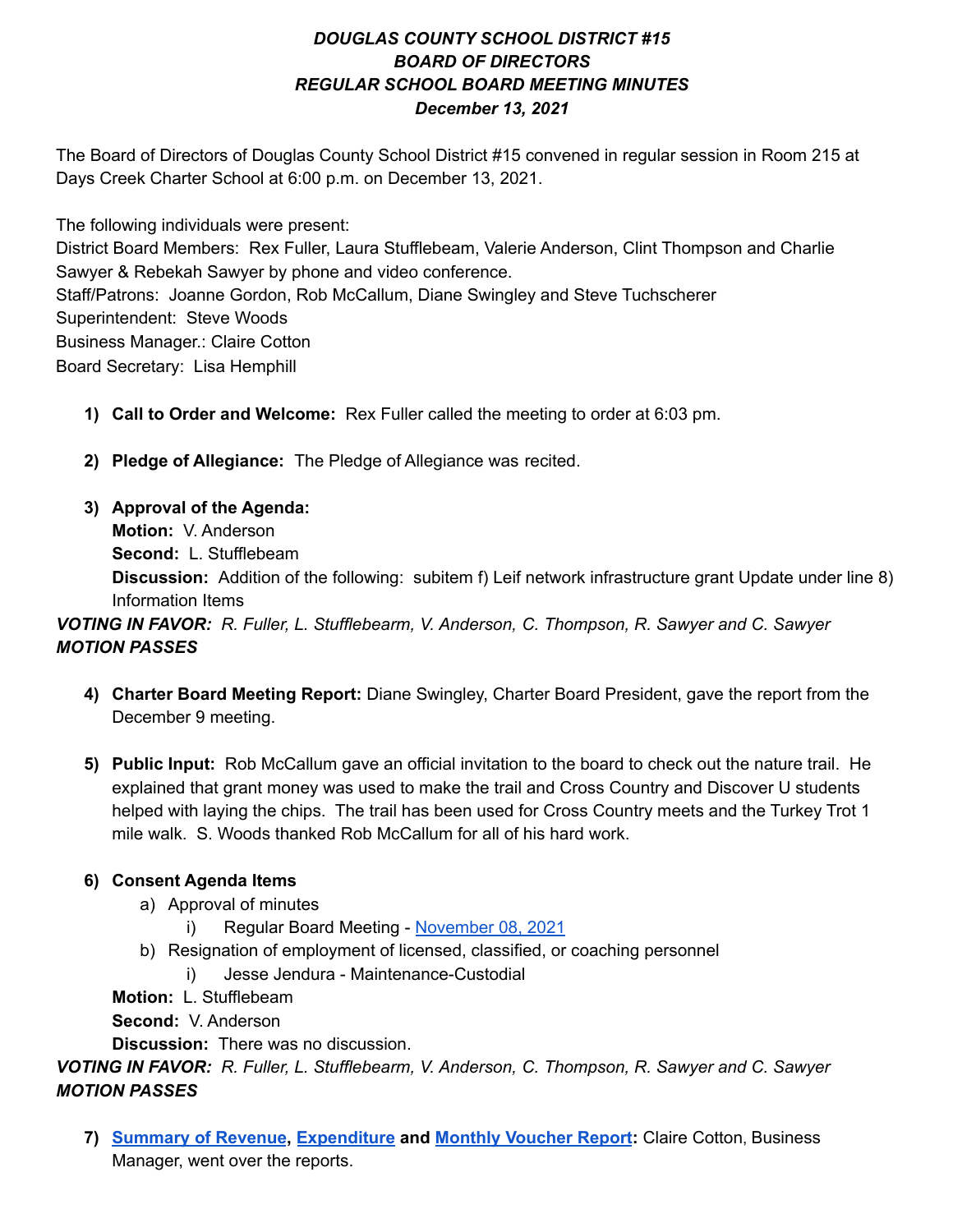***DOUGLAS COUNTY SCHOOL DISTRICT #15***
***BOARD OF DIRECTORS***
***REGULAR SCHOOL BOARD MEETING MINUTES***
***December 13, 2021***

The Board of Directors of Douglas County School District #15 convened in regular session in Room 215 at Days Creek Charter School at 6:00 p.m. on December 13, 2021.

The following individuals were present:
District Board Members: Rex Fuller, Laura Stufflebeam, Valerie Anderson, Clint Thompson and Charlie Sawyer & Rebekah Sawyer by phone and video conference.
Staff/Patrons: Joanne Gordon, Rob McCallum, Diane Swingley and Steve Tuchscherer
Superintendent: Steve Woods
Business Manager.: Claire Cotton
Board Secretary: Lisa Hemphill

1) **Call to Order and Welcome:** Rex Fuller called the meeting to order at 6:03 pm.

2) **Pledge of Allegiance:** The Pledge of Allegiance was recited.

3) **Approval of the Agenda:**
**Motion:** V. Anderson
**Second:** L. Stufflebeam
**Discussion:** Addition of the following: subitem f) Leif network infrastructure grant Update under line 8) Information Items

***VOTING IN FAVOR:** R. Fuller, L. Stufflebearm, V. Anderson, C. Thompson, R. Sawyer and C. Sawyer*
***MOTION PASSES***

4) **Charter Board Meeting Report:** Diane Swingley, Charter Board President, gave the report from the December 9 meeting.

5) **Public Input:** Rob McCallum gave an official invitation to the board to check out the nature trail. He explained that grant money was used to make the trail and Cross Country and Discover U students helped with laying the chips. The trail has been used for Cross Country meets and the Turkey Trot 1 mile walk. S. Woods thanked Rob McCallum for all of his hard work.

6) **Consent Agenda Items**
   a) Approval of minutes
      i) Regular Board Meeting - November 08, 2021
   b) Resignation of employment of licensed, classified, or coaching personnel
      i) Jesse Jendura - Maintenance-Custodial

**Motion:** L. Stufflebeam
**Second:** V. Anderson
**Discussion:** There was no discussion.

***VOTING IN FAVOR:** R. Fuller, L. Stufflebearm, V. Anderson, C. Thompson, R. Sawyer and C. Sawyer*
***MOTION PASSES***

7) **Summary of Revenue, Expenditure and Monthly Voucher Report:** Claire Cotton, Business Manager, went over the reports.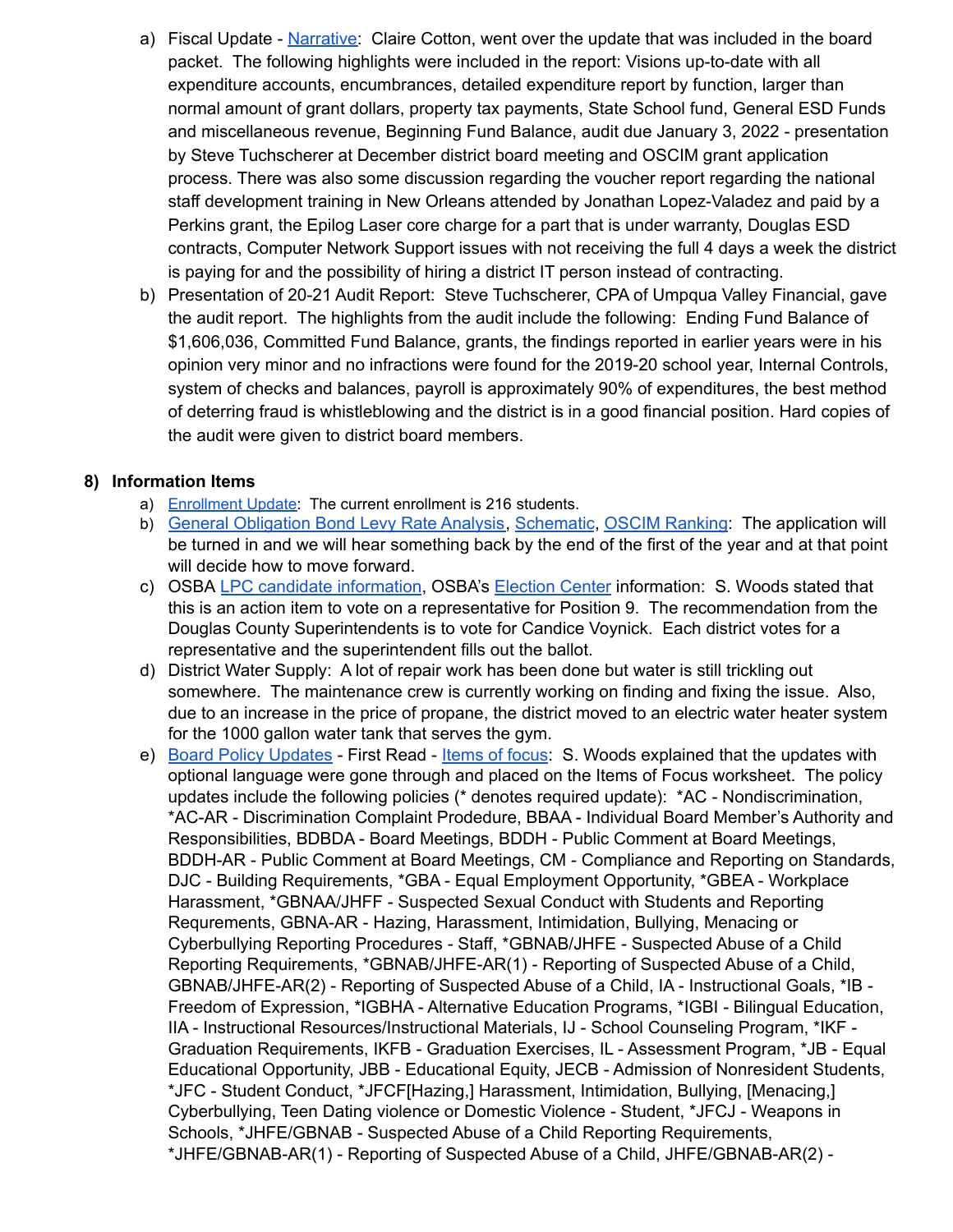a) Fiscal Update - Narrative: Claire Cotton, went over the update that was included in the board packet. The following highlights were included in the report: Visions up-to-date with all expenditure accounts, encumbrances, detailed expenditure report by function, larger than normal amount of grant dollars, property tax payments, State School fund, General ESD Funds and miscellaneous revenue, Beginning Fund Balance, audit due January 3, 2022 - presentation by Steve Tuchscherer at December district board meeting and OSCIM grant application process. There was also some discussion regarding the voucher report regarding the national staff development training in New Orleans attended by Jonathan Lopez-Valadez and paid by a Perkins grant, the Epilog Laser core charge for a part that is under warranty, Douglas ESD contracts, Computer Network Support issues with not receiving the full 4 days a week the district is paying for and the possibility of hiring a district IT person instead of contracting.

b) Presentation of 20-21 Audit Report: Steve Tuchscherer, CPA of Umpqua Valley Financial, gave the audit report. The highlights from the audit include the following: Ending Fund Balance of $1,606,036, Committed Fund Balance, grants, the findings reported in earlier years were in his opinion very minor and no infractions were found for the 2019-20 school year, Internal Controls, system of checks and balances, payroll is approximately 90% of expenditures, the best method of deterring fraud is whistleblowing and the district is in a good financial position. Hard copies of the audit were given to district board members.

**8) Information Items**

a) Enrollment Update: The current enrollment is 216 students.

b) General Obligation Bond Levy Rate Analysis, Schematic, OSCIM Ranking: The application will be turned in and we will hear something back by the end of the first of the year and at that point will decide how to move forward.

c) OSBA LPC candidate information, OSBA's Election Center information: S. Woods stated that this is an action item to vote on a representative for Position 9. The recommendation from the Douglas County Superintendents is to vote for Candice Voynick. Each district votes for a representative and the superintendent fills out the ballot.

d) District Water Supply: A lot of repair work has been done but water is still trickling out somewhere. The maintenance crew is currently working on finding and fixing the issue. Also, due to an increase in the price of propane, the district moved to an electric water heater system for the 1000 gallon water tank that serves the gym.

e) Board Policy Updates - First Read - Items of focus: S. Woods explained that the updates with optional language were gone through and placed on the Items of Focus worksheet. The policy updates include the following policies (* denotes required update): *AC - Nondiscrimination, *AC-AR - Discrimination Complaint Prodedure, BBAA - Individual Board Member's Authority and Responsibilities, BDBDA - Board Meetings, BDDH - Public Comment at Board Meetings, BDDH-AR - Public Comment at Board Meetings, CM - Compliance and Reporting on Standards, DJC - Building Requirements, *GBA - Equal Employment Opportunity, *GBEA - Workplace Harassment, *GBNAA/JHFF - Suspected Sexual Conduct with Students and Reporting Requrements, GBNA-AR - Hazing, Harassment, Intimidation, Bullying, Menacing or Cyberbullying Reporting Procedures - Staff, *GBNAB/JHFE - Suspected Abuse of a Child Reporting Requirements, *GBNAB/JHFE-AR(1) - Reporting of Suspected Abuse of a Child, GBNAB/JHFE-AR(2) - Reporting of Suspected Abuse of a Child, IA - Instructional Goals, *IB - Freedom of Expression, *IGBHA - Alternative Education Programs, *IGBI - Bilingual Education, IIA - Instructional Resources/Instructional Materials, IJ - School Counseling Program, *IKF - Graduation Requirements, IKFB - Graduation Exercises, IL - Assessment Program, *JB - Equal Educational Opportunity, JBB - Educational Equity, JECB - Admission of Nonresident Students, *JFC - Student Conduct, *JFCF[Hazing,] Harassment, Intimidation, Bullying, [Menacing,] Cyberbullying, Teen Dating violence or Domestic Violence - Student, *JFCJ - Weapons in Schools, *JHFE/GBNAB - Suspected Abuse of a Child Reporting Requirements, *JHFE/GBNAB-AR(1) - Reporting of Suspected Abuse of a Child, JHFE/GBNAB-AR(2) -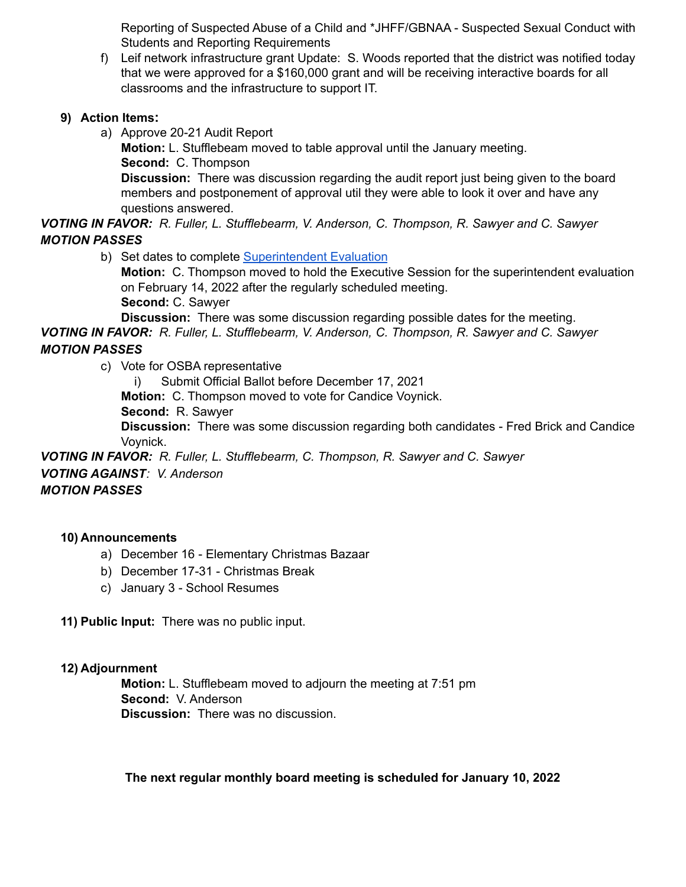Reporting of Suspected Abuse of a Child and *JHFF/GBNAA - Suspected Sexual Conduct with Students and Reporting Requirements

f) Leif network infrastructure grant Update: S. Woods reported that the district was notified today that we were approved for a $160,000 grant and will be receiving interactive boards for all classrooms and the infrastructure to support IT.

**9) Action Items:**

a) Approve 20-21 Audit Report
**Motion:** L. Stufflebeam moved to table approval until the January meeting.
**Second:** C. Thompson
**Discussion:** There was discussion regarding the audit report just being given to the board members and postponement of approval util they were able to look it over and have any questions answered.

***VOTING IN FAVOR:*** *R. Fuller, L. Stufflebearm, V. Anderson, C. Thompson, R. Sawyer and C. Sawyer*
***MOTION PASSES***

b) Set dates to complete Superintendent Evaluation
**Motion:** C. Thompson moved to hold the Executive Session for the superintendent evaluation on February 14, 2022 after the regularly scheduled meeting.
**Second:** C. Sawyer
**Discussion:** There was some discussion regarding possible dates for the meeting.

***VOTING IN FAVOR:*** *R. Fuller, L. Stufflebearm, V. Anderson, C. Thompson, R. Sawyer and C. Sawyer*
***MOTION PASSES***

c) Vote for OSBA representative
i) Submit Official Ballot before December 17, 2021
**Motion:** C. Thompson moved to vote for Candice Voynick.
**Second:** R. Sawyer
**Discussion:** There was some discussion regarding both candidates - Fred Brick and Candice Voynick.

***VOTING IN FAVOR:*** *R. Fuller, L. Stufflebearm, C. Thompson, R. Sawyer and C. Sawyer*
***VOTING AGAINST****:* *V. Anderson*
***MOTION PASSES***

**10) Announcements**

a) December 16 - Elementary Christmas Bazaar
b) December 17-31 - Christmas Break
c) January 3 - School Resumes

**11) Public Input:** There was no public input.

**12) Adjournment**

**Motion:** L. Stufflebeam moved to adjourn the meeting at 7:51 pm
**Second:** V. Anderson
**Discussion:** There was no discussion.

**The next regular monthly board meeting is scheduled for January 10, 2022**